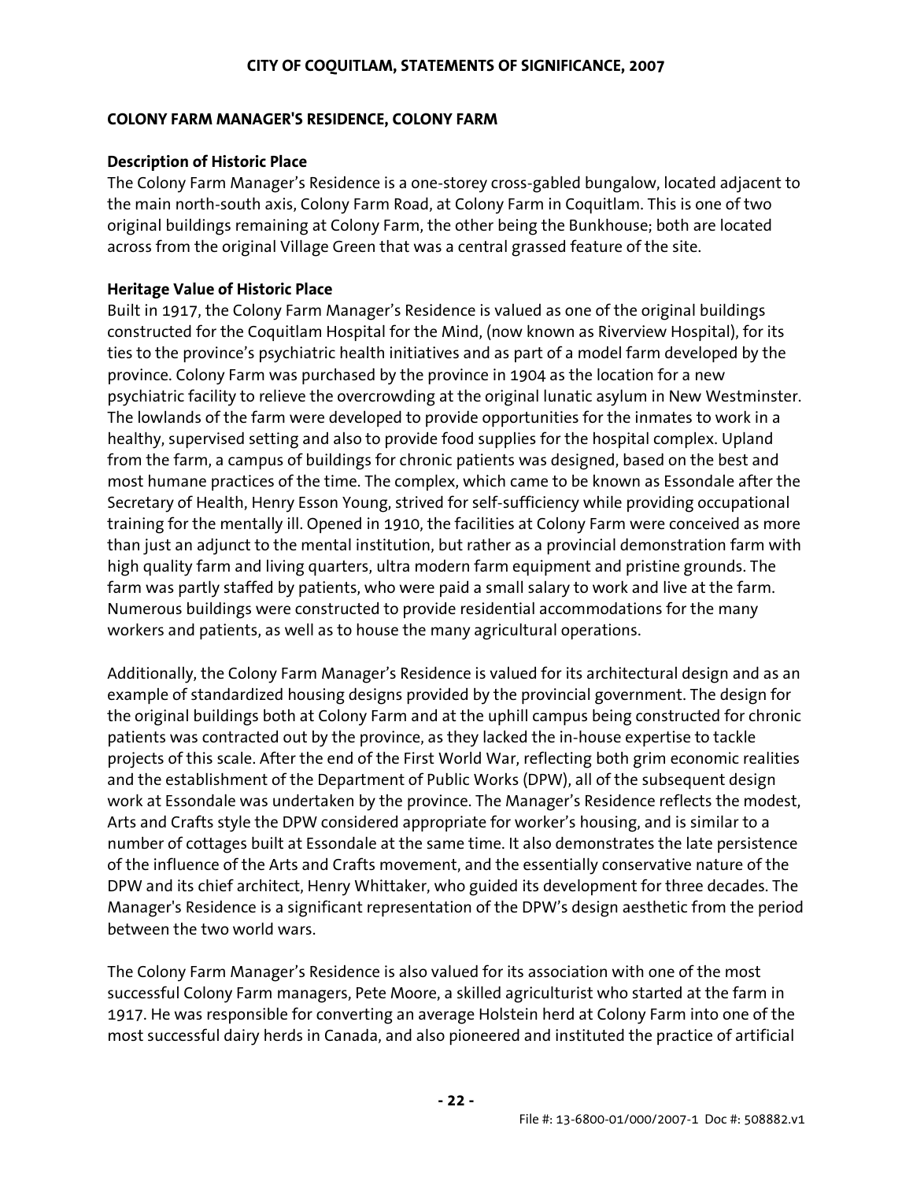# CITY OF COQUITLAM, STATEMENTS OF SIGNIFICANCE, 2007

## COLONY FARM MANAGER'S RESIDENCE, COLONY FARM

### Description of Historic Place

The Colony Farm Manager's Residence is a one-storey cross-gabled bungalow, located adjacent to the main north-south axis, Colony Farm Road, at Colony Farm in Coquitlam. This is one of two original buildings remaining at Colony Farm, the other being the Bunkhouse; both are located across from the original Village Green that was a central grassed feature of the site.

### Heritage Value of Historic Place

Built in 1917, the Colony Farm Manager's Residence is valued as one of the original buildings constructed for the Coquitlam Hospital for the Mind, (now known as Riverview Hospital), for its ties to the province's psychiatric health initiatives and as part of a model farm developed by the province. Colony Farm was purchased by the province in 1904 as the location for a new psychiatric facility to relieve the overcrowding at the original lunatic asylum in New Westminster. The lowlands of the farm were developed to provide opportunities for the inmates to work in a healthy, supervised setting and also to provide food supplies for the hospital complex. Upland from the farm, a campus of buildings for chronic patients was designed, based on the best and most humane practices of the time. The complex, which came to be known as Essondale after the Secretary of Health, Henry Esson Young, strived for self-sufficiency while providing occupational training for the mentally ill. Opened in 1910, the facilities at Colony Farm were conceived as more than just an adjunct to the mental institution, but rather as a provincial demonstration farm with high quality farm and living quarters, ultra modern farm equipment and pristine grounds. The farm was partly staffed by patients, who were paid a small salary to work and live at the farm. Numerous buildings were constructed to provide residential accommodations for the many workers and patients, as well as to house the many agricultural operations.

Additionally, the Colony Farm Manager's Residence is valued for its architectural design and as an example of standardized housing designs provided by the provincial government. The design for the original buildings both at Colony Farm and at the uphill campus being constructed for chronic patients was contracted out by the province, as they lacked the in-house expertise to tackle projects of this scale. After the end of the First World War, reflecting both grim economic realities and the establishment of the Department of Public Works (DPW), all of the subsequent design work at Essondale was undertaken by the province. The Manager's Residence reflects the modest, Arts and Crafts style the DPW considered appropriate for worker's housing, and is similar to a number of cottages built at Essondale at the same time. It also demonstrates the late persistence of the influence of the Arts and Crafts movement, and the essentially conservative nature of the DPW and its chief architect, Henry Whittaker, who guided its development for three decades. The Manager's Residence is a significant representation of the DPW's design aesthetic from the period between the two world wars.

The Colony Farm Manager's Residence is also valued for its association with one of the most successful Colony Farm managers, Pete Moore, a skilled agriculturist who started at the farm in 1917. He was responsible for converting an average Holstein herd at Colony Farm into one of the most successful dairy herds in Canada, and also pioneered and instituted the practice of artificial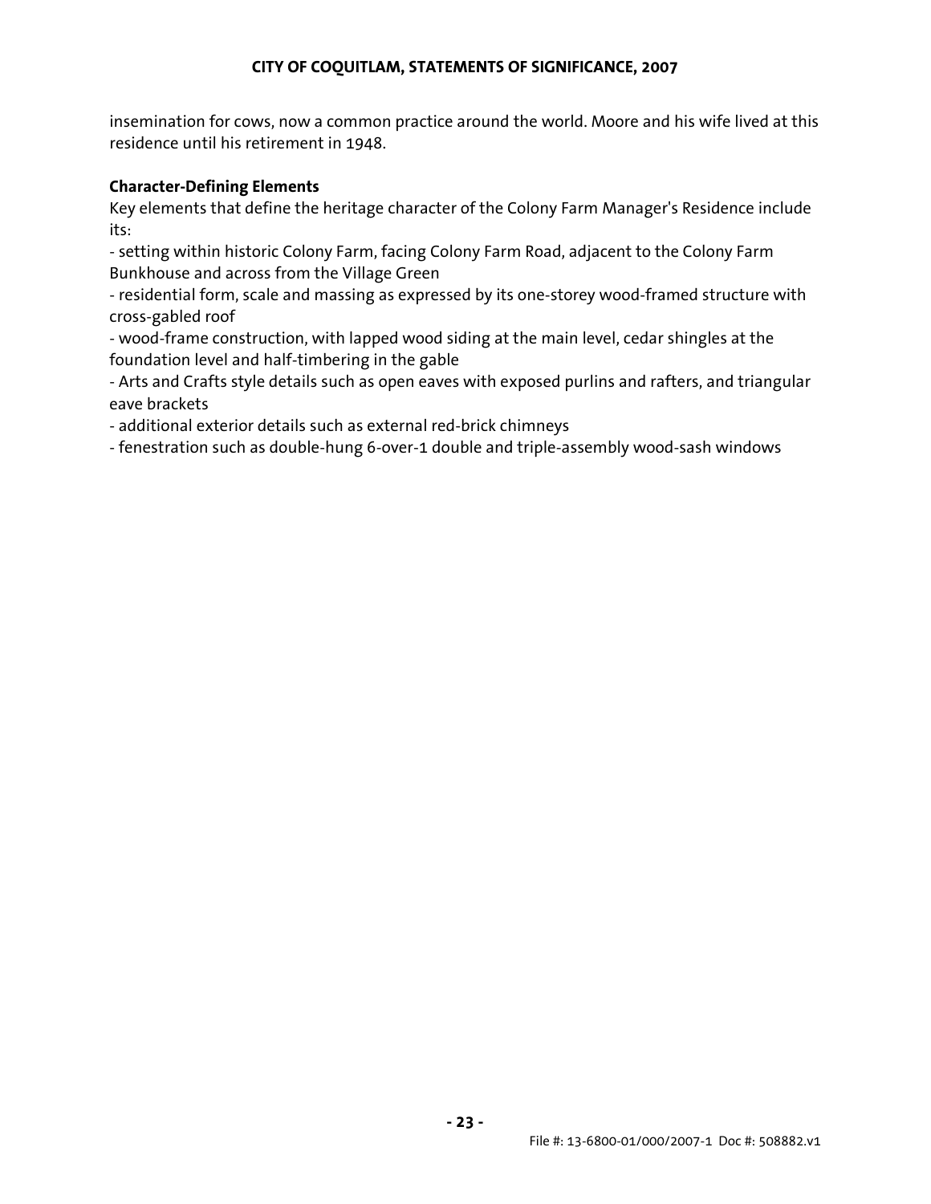insemination for cows, now a common practice around the world. Moore and his wife lived at this residence until his retirement in 1948.

**Character-Defining Elements**

Key elements that define the heritage character of the Colony Farm Manager's Residence include its:

- setting within historic Colony Farm, facing Colony Farm Road, adjacent to the Colony Farm Bunkhouse and across from the Village Green
- residential form, scale and massing as expressed by its one-storey wood-framed structure with cross-gabled roof
- wood-frame construction, with lapped wood siding at the main level, cedar shingles at the foundation level and half-timbering in the gable
- Arts and Crafts style details such as open eaves with exposed purlins and rafters, and triangular eave brackets
- additional exterior details such as external red-brick chimneys
- fenestration such as double-hung 6-over-1 double and triple-assembly wood-sash windows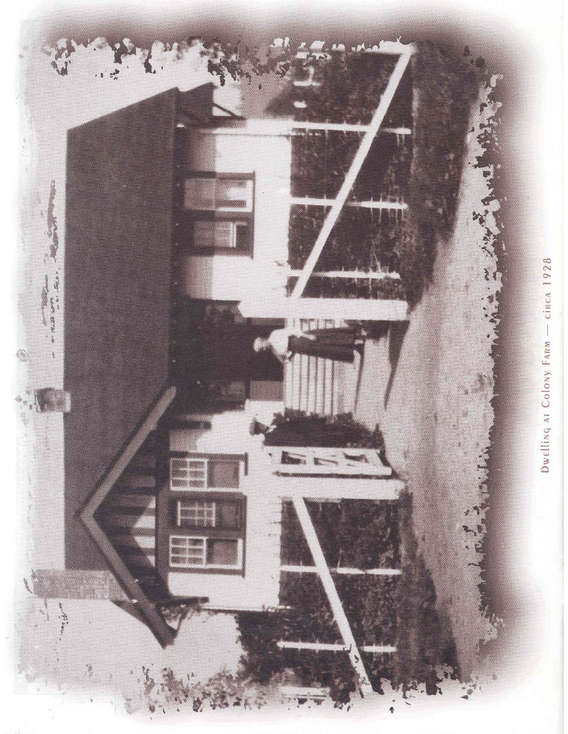Dwelling at Colony Farm — circa 1928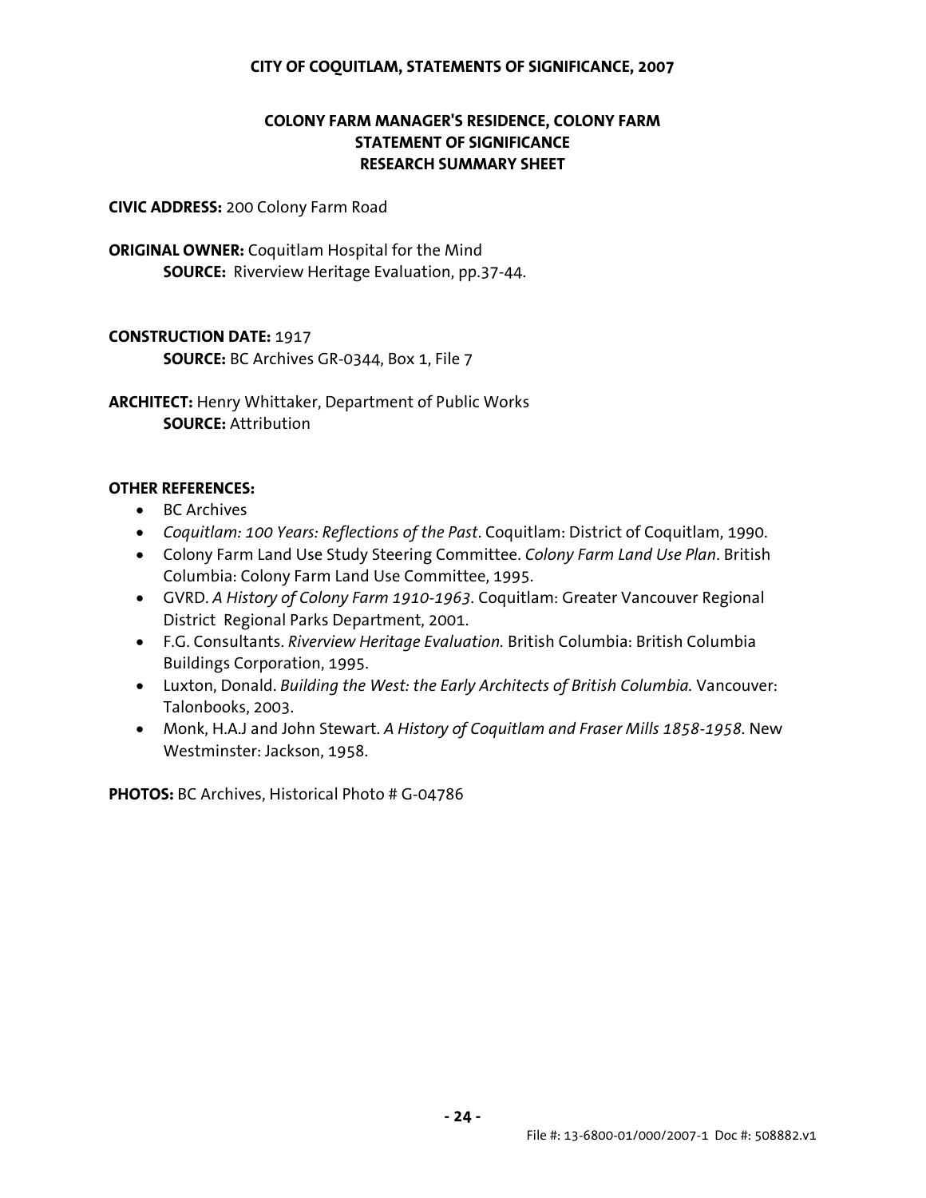**CITY OF COQUITLAM, STATEMENTS OF SIGNIFICANCE, 2007**

# COLONY FARM MANAGER'S RESIDENCE, COLONY FARM
## STATEMENT OF SIGNIFICANCE
## RESEARCH SUMMARY SHEET

**CIVIC ADDRESS:** 200 Colony Farm Road

**ORIGINAL OWNER:** Coquitlam Hospital for the Mind
**SOURCE:** Riverview Heritage Evaluation, pp.37-44.

**CONSTRUCTION DATE:** 1917
**SOURCE:** BC Archives GR-0344, Box 1, File 7

**ARCHITECT:** Henry Whittaker, Department of Public Works
**SOURCE:** Attribution

**OTHER REFERENCES:**

- BC Archives
- *Coquitlam: 100 Years: Reflections of the Past*. Coquitlam: District of Coquitlam, 1990.
- Colony Farm Land Use Study Steering Committee. *Colony Farm Land Use Plan*. British Columbia: Colony Farm Land Use Committee, 1995.
- GVRD. *A History of Colony Farm 1910-1963*. Coquitlam: Greater Vancouver Regional District Regional Parks Department, 2001.
- F.G. Consultants. *Riverview Heritage Evaluation.* British Columbia: British Columbia Buildings Corporation, 1995.
- Luxton, Donald. *Building the West: the Early Architects of British Columbia.* Vancouver: Talonbooks, 2003.
- Monk, H.A.J and John Stewart. *A History of Coquitlam and Fraser Mills 1858-1958*. New Westminster: Jackson, 1958.

**PHOTOS:** BC Archives, Historical Photo # G-04786

File #: 13-6800-01/000/2007-1 Doc #: 508882.v1